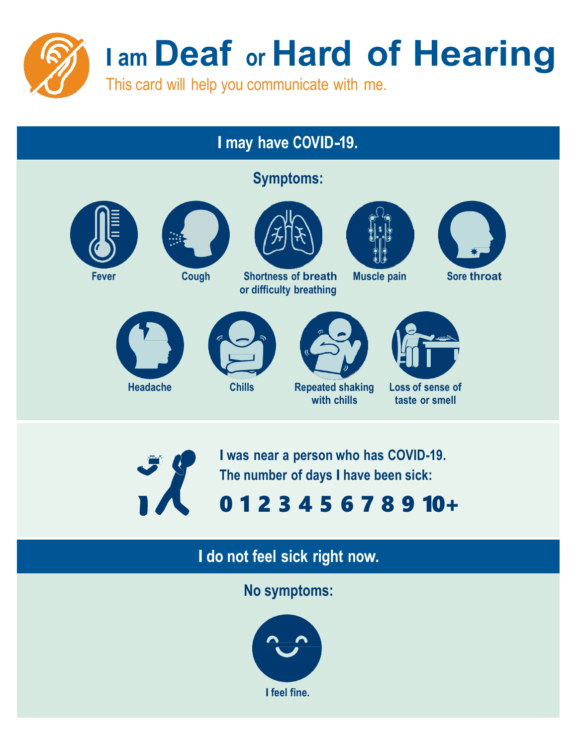# I am Deaf or Hard of Hearing

This card will help you communicate with me.

## I may have COVID-19.

### Symptoms:

- Fever
- Cough
- Shortness of breath or difficulty breathing
- Muscle pain
- Sore throat
- Headache
- Chills
- Repeated shaking with chills
- Loss of sense of taste or smell

I was near a person who has COVID-19.

The number of days I have been sick:

**0 1 2 3 4 5 6 7 8 9 10+**

## I do not feel sick right now.

### No symptoms:

I feel fine.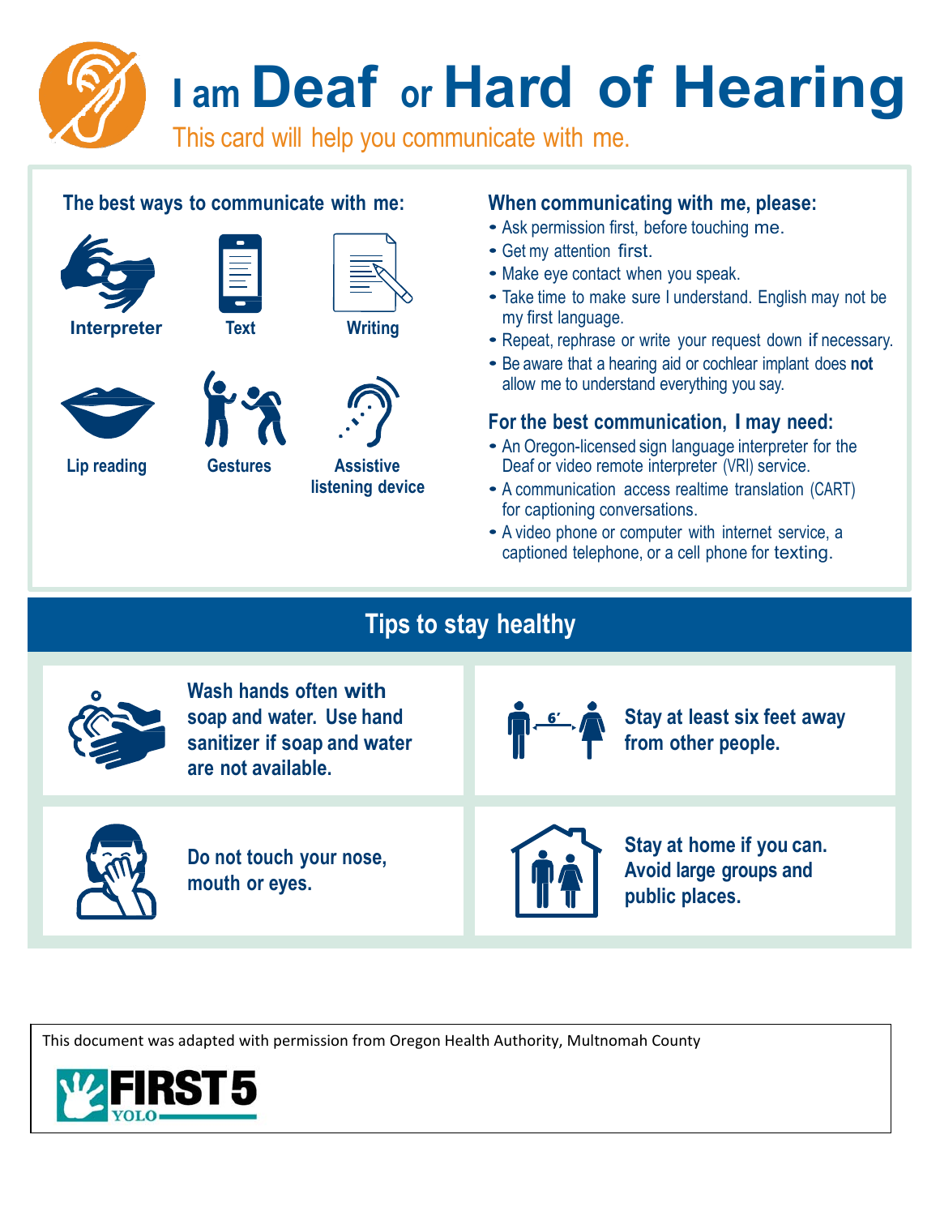# I am Deaf or Hard of Hearing

This card will help you communicate with me.

## The best ways to communicate with me:

- Interpreter
- Text
- Writing
- Lip reading
- Gestures
- Assistive listening device

## When communicating with me, please:

- Ask permission first, before touching me.
- Get my attention first.
- Make eye contact when you speak.
- Take time to make sure I understand. English may not be my first language.
- Repeat, rephrase or write your request down if necessary.
- Be aware that a hearing aid or cochlear implant does **not** allow me to understand everything you say.

## For the best communication, I may need:

- An Oregon-licensed sign language interpreter for the Deaf or video remote interpreter (VRI) service.
- A communication access realtime translation (CART) for captioning conversations.
- A video phone or computer with internet service, a captioned telephone, or a cell phone for texting.

## Tips to stay healthy

**Wash hands often with soap and water. Use hand sanitizer if soap and water are not available.**

6′

**Stay at least six feet away from other people.**

**Do not touch your nose, mouth or eyes.**

**Stay at home if you can. Avoid large groups and public places.**

This document was adapted with permission from Oregon Health Authority, Multnomah County

FIRST 5 YOLO